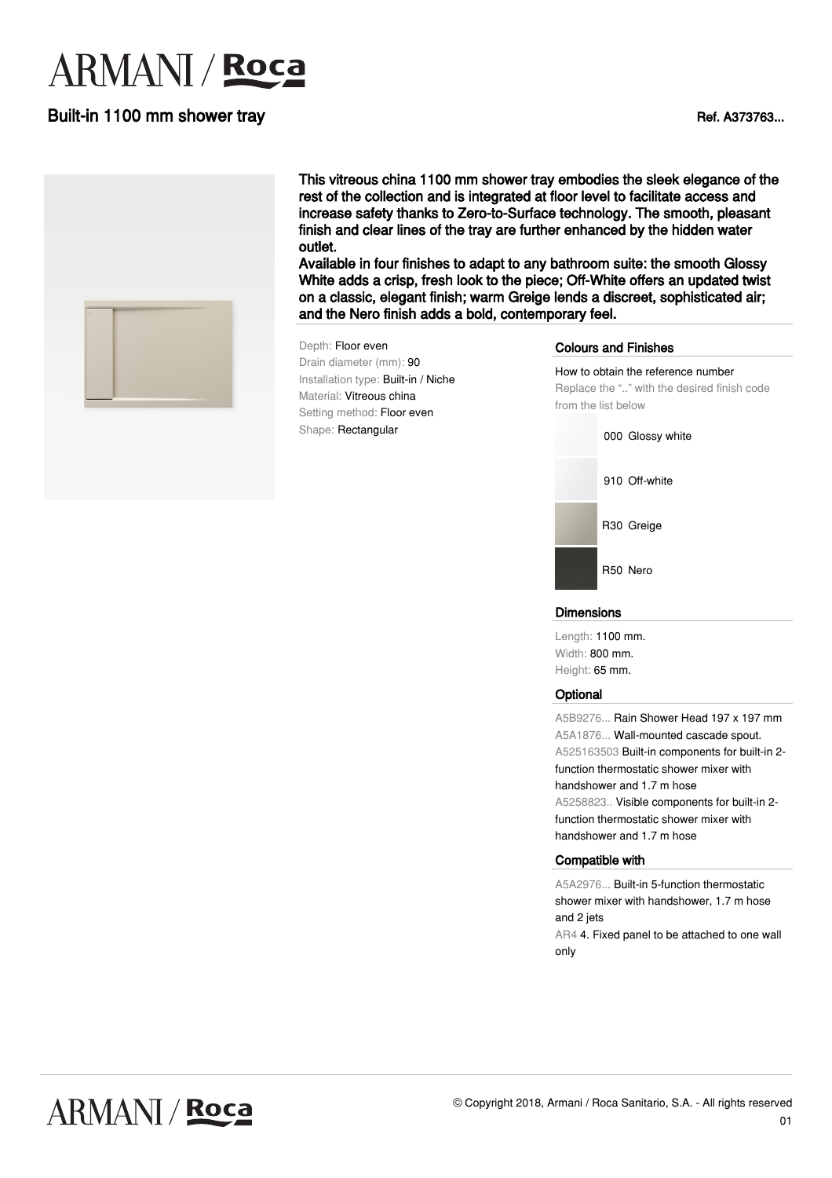# ARMANI / Roca

## Built-in 1100 mm shower tray

Ref. A373763...

**This vitreous china 1100 mm shower tray embodies the sleek elegance of the rest of the collection and is integrated at floor level to facilitate access and increase safety thanks to Zero-to-Surface technology. The smooth, pleasant finish and clear lines of the tray are further enhanced by the hidden water outlet.**
**Available in four finishes to adapt to any bathroom suite: the smooth Glossy White adds a crisp, fresh look to the piece; Off-White offers an updated twist on a classic, elegant finish; warm Greige lends a discreet, sophisticated air; and the Nero finish adds a bold, contemporary feel.**

Depth: Floor even
Drain diameter (mm): 90
Installation type: Built-in / Niche
Material: Vitreous china
Setting method: Floor even
Shape: Rectangular

### Colours and Finishes

How to obtain the reference number
Replace the ".." with the desired finish code from the list below

- 000 Glossy white
- 910 Off-white
- R30 Greige
- R50 Nero

### Dimensions

Length: 1100 mm.
Width: 800 mm.
Height: 65 mm.

### Optional

A5B9276... Rain Shower Head 197 x 197 mm
A5A1876... Wall-mounted cascade spout.
A525163503 Built-in components for built-in 2-function thermostatic shower mixer with handshower and 1.7 m hose
A5258823.. Visible components for built-in 2-function thermostatic shower mixer with handshower and 1.7 m hose

### Compatible with

A5A2976... Built-in 5-function thermostatic shower mixer with handshower, 1.7 m hose and 2 jets
AR4 4. Fixed panel to be attached to one wall only

© Copyright 2018, Armani / Roca Sanitario, S.A. - All rights reserved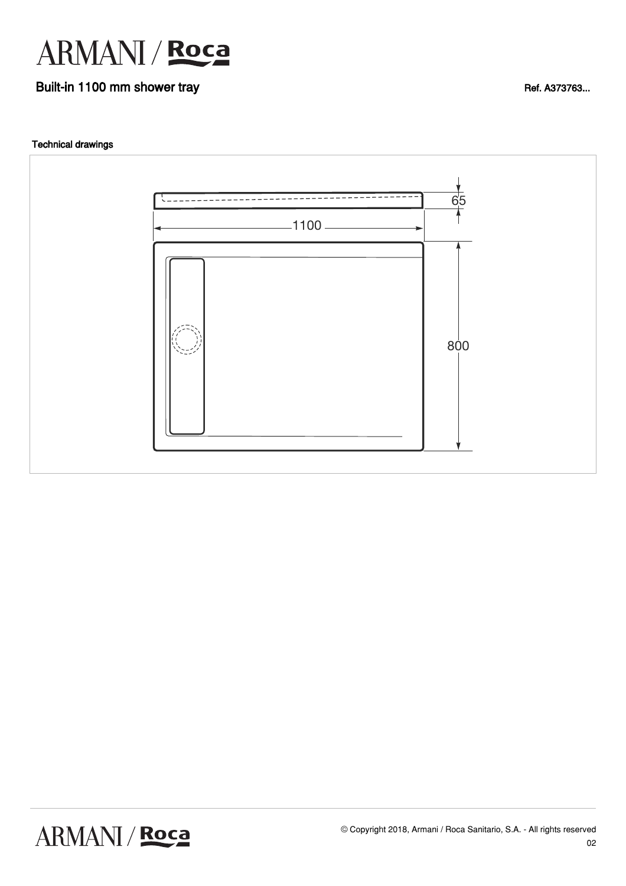# ARMANI / Roca

## Built-in 1100 mm shower tray

Ref. A373763...

### Technical drawings

65

1100

800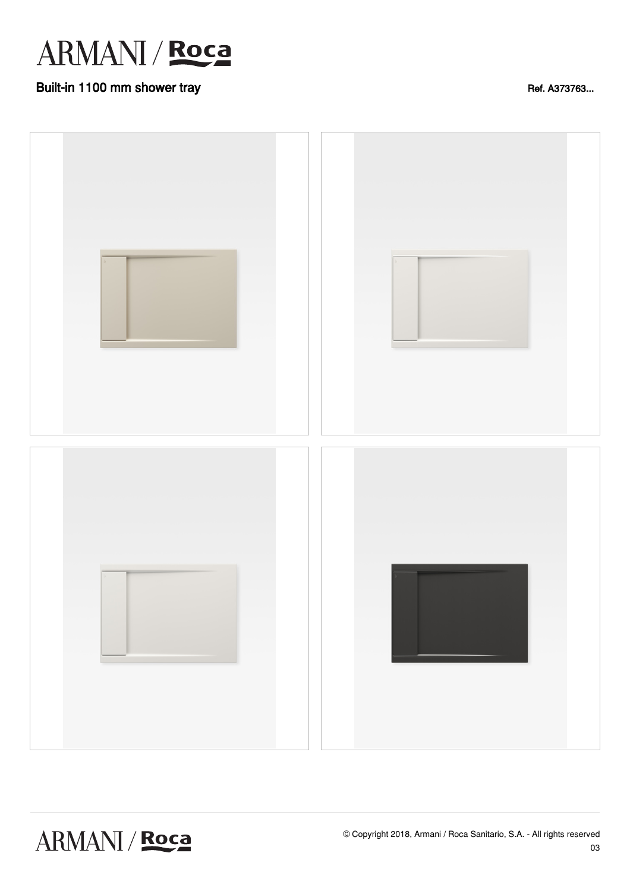# ARMANI / Roca

## Built-in 1100 mm shower tray

Ref. A373763...

© Copyright 2018, Armani / Roca Sanitario, S.A. - All rights reserved